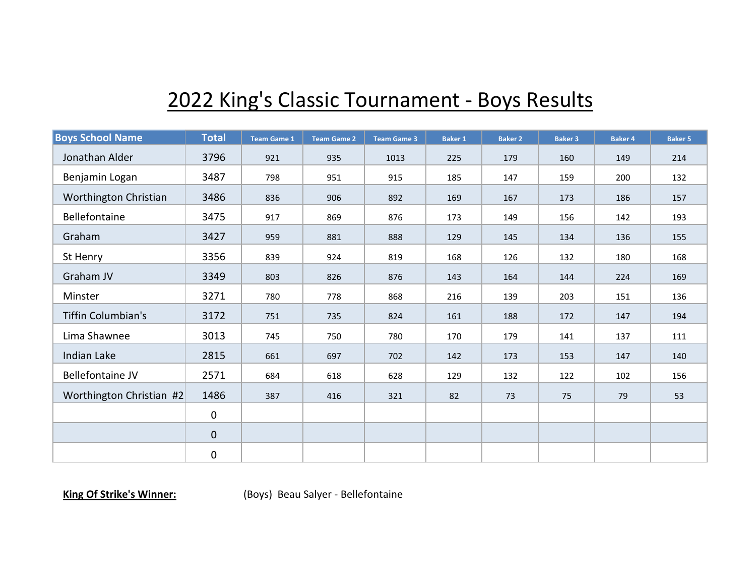# 2022 King's Classic Tournament - Boys Results

| Boys School Name | Total | Team Game 1 | Team Game 2 | Team Game 3 | Baker 1 | Baker 2 | Baker 3 | Baker 4 | Baker 5 |
|---|---|---|---|---|---|---|---|---|---|
| Jonathan Alder | 3796 | 921 | 935 | 1013 | 225 | 179 | 160 | 149 | 214 |
| Benjamin Logan | 3487 | 798 | 951 | 915 | 185 | 147 | 159 | 200 | 132 |
| Worthington Christian | 3486 | 836 | 906 | 892 | 169 | 167 | 173 | 186 | 157 |
| Bellefontaine | 3475 | 917 | 869 | 876 | 173 | 149 | 156 | 142 | 193 |
| Graham | 3427 | 959 | 881 | 888 | 129 | 145 | 134 | 136 | 155 |
| St Henry | 3356 | 839 | 924 | 819 | 168 | 126 | 132 | 180 | 168 |
| Graham JV | 3349 | 803 | 826 | 876 | 143 | 164 | 144 | 224 | 169 |
| Minster | 3271 | 780 | 778 | 868 | 216 | 139 | 203 | 151 | 136 |
| Tiffin Columbian's | 3172 | 751 | 735 | 824 | 161 | 188 | 172 | 147 | 194 |
| Lima Shawnee | 3013 | 745 | 750 | 780 | 170 | 179 | 141 | 137 | 111 |
| Indian Lake | 2815 | 661 | 697 | 702 | 142 | 173 | 153 | 147 | 140 |
| Bellefontaine JV | 2571 | 684 | 618 | 628 | 129 | 132 | 122 | 102 | 156 |
| Worthington Christian #2 | 1486 | 387 | 416 | 321 | 82 | 73 | 75 | 79 | 53 |
| | 0 | | | | | | | | |
| | 0 | | | | | | | | |
| | 0 | | | | | | | | |

**King Of Strike's Winner:** (Boys) Beau Salyer - Bellefontaine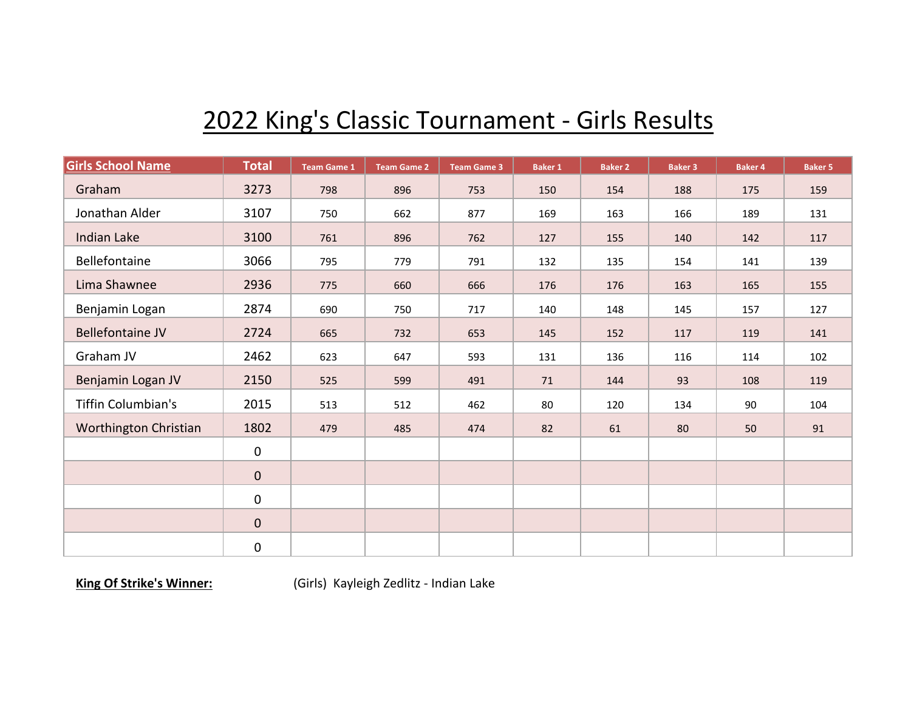# 2022 King's Classic Tournament - Girls Results

| Girls School Name | Total | Team Game 1 | Team Game 2 | Team Game 3 | Baker 1 | Baker 2 | Baker 3 | Baker 4 | Baker 5 |
|---|---|---|---|---|---|---|---|---|---|
| Graham | 3273 | 798 | 896 | 753 | 150 | 154 | 188 | 175 | 159 |
| Jonathan Alder | 3107 | 750 | 662 | 877 | 169 | 163 | 166 | 189 | 131 |
| Indian Lake | 3100 | 761 | 896 | 762 | 127 | 155 | 140 | 142 | 117 |
| Bellefontaine | 3066 | 795 | 779 | 791 | 132 | 135 | 154 | 141 | 139 |
| Lima Shawnee | 2936 | 775 | 660 | 666 | 176 | 176 | 163 | 165 | 155 |
| Benjamin Logan | 2874 | 690 | 750 | 717 | 140 | 148 | 145 | 157 | 127 |
| Bellefontaine JV | 2724 | 665 | 732 | 653 | 145 | 152 | 117 | 119 | 141 |
| Graham JV | 2462 | 623 | 647 | 593 | 131 | 136 | 116 | 114 | 102 |
| Benjamin Logan JV | 2150 | 525 | 599 | 491 | 71 | 144 | 93 | 108 | 119 |
| Tiffin Columbian's | 2015 | 513 | 512 | 462 | 80 | 120 | 134 | 90 | 104 |
| Worthington Christian | 1802 | 479 | 485 | 474 | 82 | 61 | 80 | 50 | 91 |
| | 0 | | | | | | | | |
| | 0 | | | | | | | | |
| | 0 | | | | | | | | |
| | 0 | | | | | | | | |
| | 0 | | | | | | | | |

**King Of Strike's Winner:** (Girls) Kayleigh Zedlitz - Indian Lake